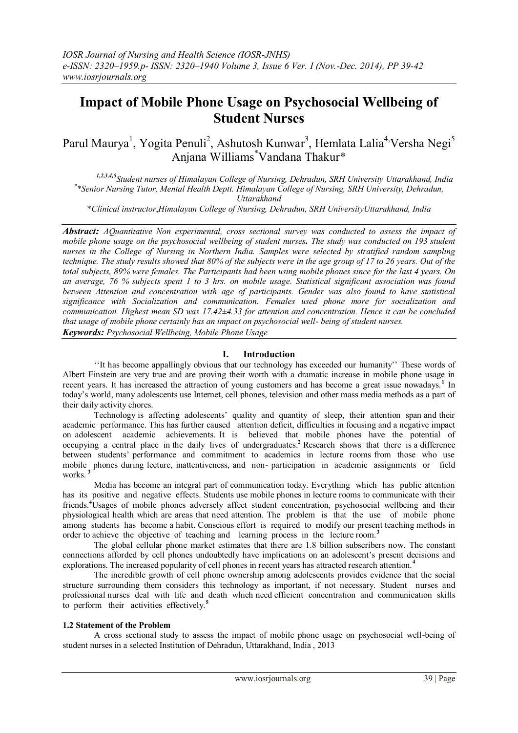# Impact of Mobile Phone Usage on Psychosocial Wellbeing of Student Nurses

Parul Maurya[1], Yogita Penuli[2], Ashutosh Kunwar[3], Hemlata Lalia[4,] Versha Negi[5] Anjana Williams[*] Vandana Thakur*

*[1,2,3,4,5] Student nurses of Himalayan College of Nursing, Dehradun, SRH University Uttarakhand, India*
*[*] *Senior Nursing Tutor, Mental Health Deptt. Himalayan College of Nursing, SRH University, Dehradun, Uttarakhand*
**Clinical instructor,Himalayan College of Nursing, Dehradun, SRH UniversityUttarakhand, India*

***Abstract:*** *AQuantitative Non experimental, cross sectional survey was conducted to assess the impact of mobile phone usage on the psychosocial wellbeing of student nurses. The study was conducted on 193 student nurses in the College of Nursing in Northern India. Samples were selected by stratified random sampling technique. The study results showed that 80% of the subjects were in the age group of 17 to 26 years. Out of the total subjects, 89% were females. The Participants had been using mobile phones since for the last 4 years. On an average, 76 % subjects spent 1 to 3 hrs. on mobile usage. Statistical significant association was found between Attention and concentration with age of participants. Gender was also found to have statistical significance with Socialization and communication. Females used phone more for socialization and communication. Highest mean SD was 17.42±4.33 for attention and concentration. Hence it can be concluded that usage of mobile phone certainly has an impact on psychosocial well- being of student nurses.*

***Keywords:*** *Psychosocial Wellbeing, Mobile Phone Usage*

## I. Introduction

''It has become appallingly obvious that our technology has exceeded our humanity'' These words of Albert Einstein are very true and are proving their worth with a dramatic increase in mobile phone usage in recent years. It has increased the attraction of young customers and has become a great issue nowadays.[1] In today's world, many adolescents use Internet, cell phones, television and other mass media methods as a part of their daily activity chores.

Technology is affecting adolescents' quality and quantity of sleep, their attention span and their academic performance. This has further caused attention deficit, difficulties in focusing and a negative impact on adolescent academic achievements. It is believed that mobile phones have the potential of occupying a central place in the daily lives of undergraduates.[2] Research shows that there is a difference between students' performance and commitment to academics in lecture rooms from those who use mobile phones during lecture, inattentiveness, and non- participation in academic assignments or field works.[3]

Media has become an integral part of communication today. Everything which has public attention has its positive and negative effects. Students use mobile phones in lecture rooms to communicate with their friends.[4]Usages of mobile phones adversely affect student concentration, psychosocial wellbeing and their physiological health which are areas that need attention. The problem is that the use of mobile phone among students has become a habit. Conscious effort is required to modify our present teaching methods in order to achieve the objective of teaching and learning process in the lecture room.[3]

The global cellular phone market estimates that there are 1.8 billion subscribers now. The constant connections afforded by cell phones undoubtedly have implications on an adolescent's present decisions and explorations. The increased popularity of cell phones in recent years has attracted research attention.[4]

The incredible growth of cell phone ownership among adolescents provides evidence that the social structure surrounding them considers this technology as important, if not necessary. Student nurses and professional nurses deal with life and death which need efficient concentration and communication skills to perform their activities effectively.[5]

### 1.2 Statement of the Problem

A cross sectional study to assess the impact of mobile phone usage on psychosocial well-being of student nurses in a selected Institution of Dehradun, Uttarakhand, India , 2013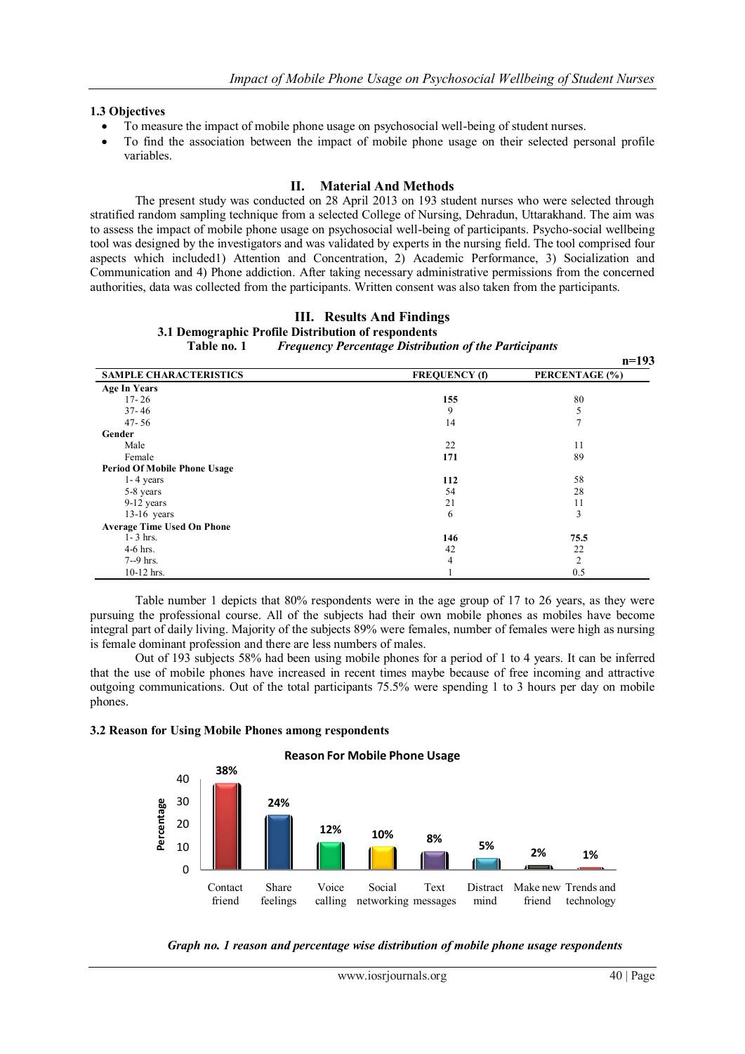### 1.3 Objectives

- To measure the impact of mobile phone usage on psychosocial well-being of student nurses.
- To find the association between the impact of mobile phone usage on their selected personal profile variables.

## II. Material And Methods

The present study was conducted on 28 April 2013 on 193 student nurses who were selected through stratified random sampling technique from a selected College of Nursing, Dehradun, Uttarakhand. The aim was to assess the impact of mobile phone usage on psychosocial well-being of participants. Psycho-social wellbeing tool was designed by the investigators and was validated by experts in the nursing field. The tool comprised four aspects which included1) Attention and Concentration, 2) Academic Performance, 3) Socialization and Communication and 4) Phone addiction. After taking necessary administrative permissions from the concerned authorities, data was collected from the participants. Written consent was also taken from the participants.

## III. Results And Findings

### 3.1 Demographic Profile Distribution of respondents

**Table no. 1** *Frequency Percentage Distribution of the Participants*

**n=193**

| SAMPLE CHARACTERISTICS | FREQUENCY (f) | PERCENTAGE (%) |
|---|---|---|
| **Age In Years** | | |
| 17- 26 | **155** | 80 |
| 37- 46 | 9 | 5 |
| 47- 56 | 14 | 7 |
| **Gender** | | |
| Male | 22 | 11 |
| Female | **171** | 89 |
| **Period Of Mobile Phone Usage** | | |
| 1- 4 years | **112** | 58 |
| 5-8 years | 54 | 28 |
| 9-12 years | 21 | 11 |
| 13-16 years | 6 | 3 |
| **Average Time Used On Phone** | | |
| 1- 3 hrs. | **146** | **75.5** |
| 4-6 hrs. | 42 | 22 |
| 7--9 hrs. | 4 | 2 |
| 10-12 hrs. | 1 | 0.5 |

Table number 1 depicts that 80% respondents were in the age group of 17 to 26 years, as they were pursuing the professional course. All of the subjects had their own mobile phones as mobiles have become integral part of daily living. Majority of the subjects 89% were females, number of females were high as nursing is female dominant profession and there are less numbers of males.

Out of 193 subjects 58% had been using mobile phones for a period of 1 to 4 years. It can be inferred that the use of mobile phones have increased in recent times maybe because of free incoming and attractive outgoing communications. Out of the total participants 75.5% were spending 1 to 3 hours per day on mobile phones.

### 3.2 Reason for Using Mobile Phones among respondents

**Reason For Mobile Phone Usage**

| Reason | Percentage |
|---|---|
| Contact friend | 38% |
| Share feelings | 24% |
| Voice calling | 12% |
| Social networking | 10% |
| Text messages | 8% |
| Distract mind | 5% |
| Make new friend | 2% |
| Trends and technology | 1% |

*Graph no. 1 reason and percentage wise distribution of mobile phone usage respondents*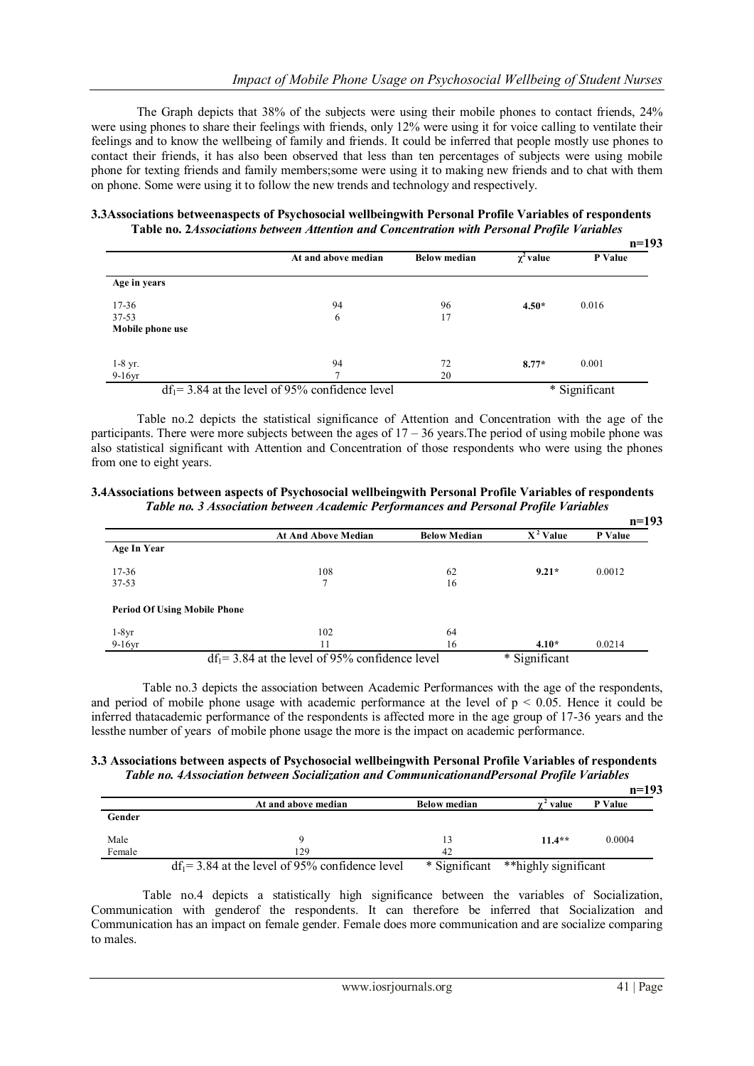The Graph depicts that 38% of the subjects were using their mobile phones to contact friends, 24% were using phones to share their feelings with friends, only 12% were using it for voice calling to ventilate their feelings and to know the wellbeing of family and friends. It could be inferred that people mostly use phones to contact their friends, it has also been observed that less than ten percentages of subjects were using mobile phone for texting friends and family members;some were using it to making new friends and to chat with them on phone. Some were using it to follow the new trends and technology and respectively.

### 3.3Associations betweenaspects of Psychosocial wellbeingwith Personal Profile Variables of respondents

**Table no. 2***Associations between Attention and Concentration with Personal Profile Variables*

**n=193**

| | At and above median | Below median | $\chi^2$ value | P Value |
|---|---|---|---|---|
| **Age in years** | | | | |
| 17-36 | 94 | 96 | **4.50*** | 0.016 |
| 37-53 | 6 | 17 | | |
| **Mobile phone use** | | | | |
| 1-8 yr. | 94 | 72 | **8.77*** | 0.001 |
| 9-16yr | 7 | 20 | | |

$df_1$= 3.84 at the level of 95% confidence level * Significant

Table no.2 depicts the statistical significance of Attention and Concentration with the age of the participants. There were more subjects between the ages of 17 – 36 years.The period of using mobile phone was also statistical significant with Attention and Concentration of those respondents who were using the phones from one to eight years.

### 3.4Associations between aspects of Psychosocial wellbeingwith Personal Profile Variables of respondents

***Table no. 3 Association between Academic Performances and Personal Profile Variables***

**n=193**

| | At And Above Median | Below Median | $X^2$ Value | P Value |
|---|---|---|---|---|
| **Age In Year** | | | | |
| 17-36 | 108 | 62 | **9.21*** | 0.0012 |
| 37-53 | 7 | 16 | | |
| **Period Of Using Mobile Phone** | | | | |
| 1-8yr | 102 | 64 | | |
| 9-16yr | 11 | 16 | **4.10*** | 0.0214 |

$df_1$= 3.84 at the level of 95% confidence level * Significant

Table no.3 depicts the association between Academic Performances with the age of the respondents, and period of mobile phone usage with academic performance at the level of $p < 0.05$. Hence it could be inferred thatacademic performance of the respondents is affected more in the age group of 17-36 years and the lessthe number of years of mobile phone usage the more is the impact on academic performance.

### 3.3 Associations between aspects of Psychosocial wellbeingwith Personal Profile Variables of respondents

***Table no. 4Association between Socialization and CommunicationandPersonal Profile Variables***

**n=193**

| | At and above median | Below median | $\chi^2$ value | P Value |
|---|---|---|---|---|
| **Gender** | | | | |
| Male | 9 | 13 | **11.4**** | 0.0004 |
| Female | 129 | 42 | | |

$df_1$= 3.84 at the level of 95% confidence level * Significant **highly significant

Table no.4 depicts a statistically high significance between the variables of Socialization, Communication with genderof the respondents. It can therefore be inferred that Socialization and Communication has an impact on female gender. Female does more communication and are socialize comparing to males.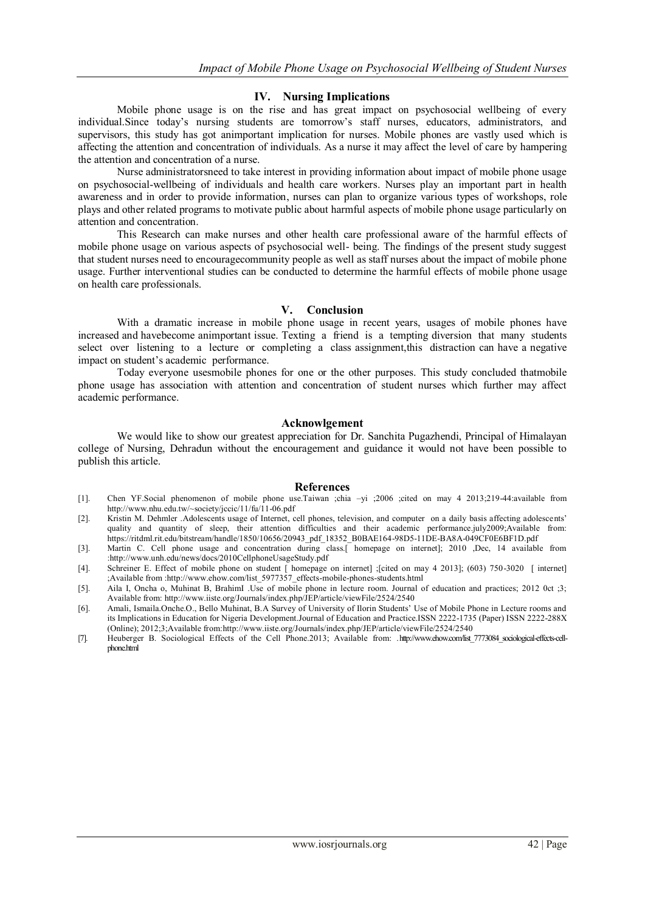## IV. Nursing Implications

Mobile phone usage is on the rise and has great impact on psychosocial wellbeing of every individual.Since today's nursing students are tomorrow's staff nurses, educators, administrators, and supervisors, this study has got animportant implication for nurses. Mobile phones are vastly used which is affecting the attention and concentration of individuals. As a nurse it may affect the level of care by hampering the attention and concentration of a nurse.

Nurse administratorsneed to take interest in providing information about impact of mobile phone usage on psychosocial-wellbeing of individuals and health care workers. Nurses play an important part in health awareness and in order to provide information, nurses can plan to organize various types of workshops, role plays and other related programs to motivate public about harmful aspects of mobile phone usage particularly on attention and concentration.

This Research can make nurses and other health care professional aware of the harmful effects of mobile phone usage on various aspects of psychosocial well- being. The findings of the present study suggest that student nurses need to encouragecommunity people as well as staff nurses about the impact of mobile phone usage. Further interventional studies can be conducted to determine the harmful effects of mobile phone usage on health care professionals.

## V. Conclusion

With a dramatic increase in mobile phone usage in recent years, usages of mobile phones have increased and havebecome animportant issue. Texting a friend is a tempting diversion that many students select over listening to a lecture or completing a class assignment,this distraction can have a negative impact on student's academic performance.

Today everyone usesmobile phones for one or the other purposes. This study concluded thatmobile phone usage has association with attention and concentration of student nurses which further may affect academic performance.

## Acknowlgement

We would like to show our greatest appreciation for Dr. Sanchita Pugazhendi, Principal of Himalayan college of Nursing, Dehradun without the encouragement and guidance it would not have been possible to publish this article.

## References

[1]. Chen YF.Social phenomenon of mobile phone use.Taiwan ;chia –yi ;2006 ;cited on may 4 2013;219-44:available from http://www.nhu.edu.tw/~society/jccic/11/fu/11-06.pdf

[2]. Kristin M. Dehmler .Adolescents usage of Internet, cell phones, television, and computer on a daily basis affecting adolescents' quality and quantity of sleep, their attention difficulties and their academic performance.july2009;Available from: https://ritdml.rit.edu/bitstream/handle/1850/10656/20943_pdf_18352_B0BAE164-98D5-11DE-BA8A-049CF0E6BF1D.pdf

[3]. Martin C. Cell phone usage and concentration during class.[ homepage on internet]; 2010 ,Dec, 14 available from :http://www.unh.edu/news/docs/2010CellphoneUsageStudy.pdf

[4]. Schreiner E. Effect of mobile phone on student [ homepage on internet] ;[cited on may 4 2013]; (603) 750-3020 [ internet] ;Available from :http://www.ehow.com/list_5977357_effects-mobile-phones-students.html

[5]. Aila I, Oncha o, Muhinat B, BrahimI .Use of mobile phone in lecture room. Journal of education and practices; 2012 0ct ;3; Available from: http://www.iiste.org/Journals/index.php/JEP/article/viewFile/2524/2540

[6]. Amali, Ismaila.Onche.O., Bello Muhinat, B.A Survey of University of Ilorin Students' Use of Mobile Phone in Lecture rooms and its Implications in Education for Nigeria Development.Journal of Education and Practice.ISSN 2222-1735 (Paper) ISSN 2222-288X (Online); 2012;3;Available from:http://www.iiste.org/Journals/index.php/JEP/article/viewFile/2524/2540

[7]. Heuberger B. Sociological Effects of the Cell Phone.2013; Available from: .http://www.ehow.com/list_7773084_sociological-effects-cell-phone.html